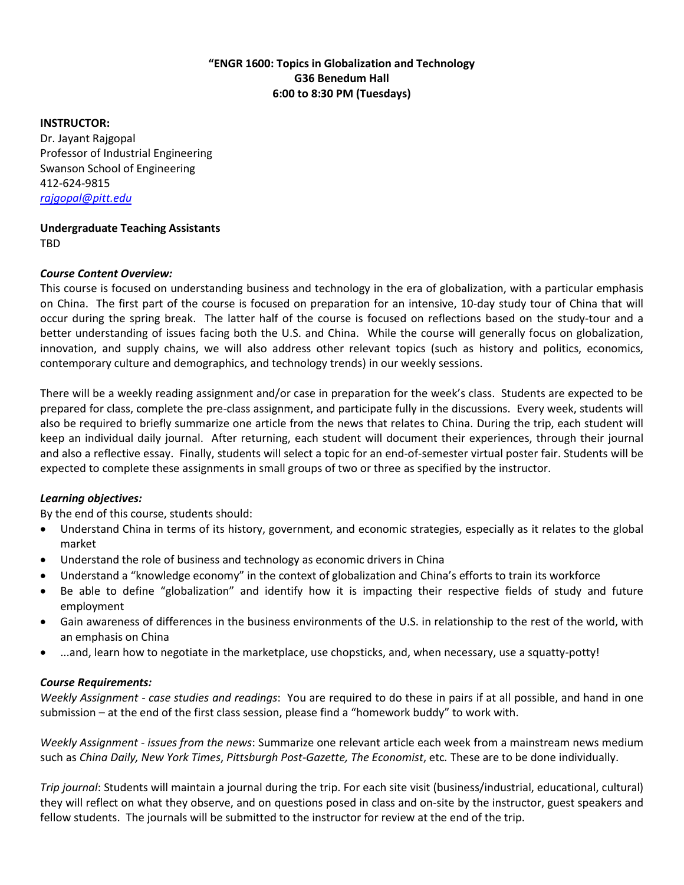**"ENGR 1600: Topics in Globalization and Technology**
**G36 Benedum Hall**
**6:00 to 8:30 PM (Tuesdays)**

**INSTRUCTOR:**
Dr. Jayant Rajgopal
Professor of Industrial Engineering
Swanson School of Engineering
412-624-9815
*rajgopal@pitt.edu*

**Undergraduate Teaching Assistants**
TBD

***Course Content Overview:***
This course is focused on understanding business and technology in the era of globalization, with a particular emphasis on China. The first part of the course is focused on preparation for an intensive, 10-day study tour of China that will occur during the spring break. The latter half of the course is focused on reflections based on the study-tour and a better understanding of issues facing both the U.S. and China. While the course will generally focus on globalization, innovation, and supply chains, we will also address other relevant topics (such as history and politics, economics, contemporary culture and demographics, and technology trends) in our weekly sessions.

There will be a weekly reading assignment and/or case in preparation for the week's class. Students are expected to be prepared for class, complete the pre-class assignment, and participate fully in the discussions. Every week, students will also be required to briefly summarize one article from the news that relates to China. During the trip, each student will keep an individual daily journal. After returning, each student will document their experiences, through their journal and also a reflective essay. Finally, students will select a topic for an end-of-semester virtual poster fair. Students will be expected to complete these assignments in small groups of two or three as specified by the instructor.

***Learning objectives:***
By the end of this course, students should:

- Understand China in terms of its history, government, and economic strategies, especially as it relates to the global market
- Understand the role of business and technology as economic drivers in China
- Understand a "knowledge economy" in the context of globalization and China's efforts to train its workforce
- Be able to define "globalization" and identify how it is impacting their respective fields of study and future employment
- Gain awareness of differences in the business environments of the U.S. in relationship to the rest of the world, with an emphasis on China
- ...and, learn how to negotiate in the marketplace, use chopsticks, and, when necessary, use a squatty-potty!

***Course Requirements:***
*Weekly Assignment - case studies and readings*: You are required to do these in pairs if at all possible, and hand in one submission – at the end of the first class session, please find a "homework buddy" to work with.

*Weekly Assignment - issues from the news*: Summarize one relevant article each week from a mainstream news medium such as *China Daily, New York Times*, *Pittsburgh Post-Gazette, The Economist*, etc. These are to be done individually.

*Trip journal*: Students will maintain a journal during the trip. For each site visit (business/industrial, educational, cultural) they will reflect on what they observe, and on questions posed in class and on-site by the instructor, guest speakers and fellow students. The journals will be submitted to the instructor for review at the end of the trip.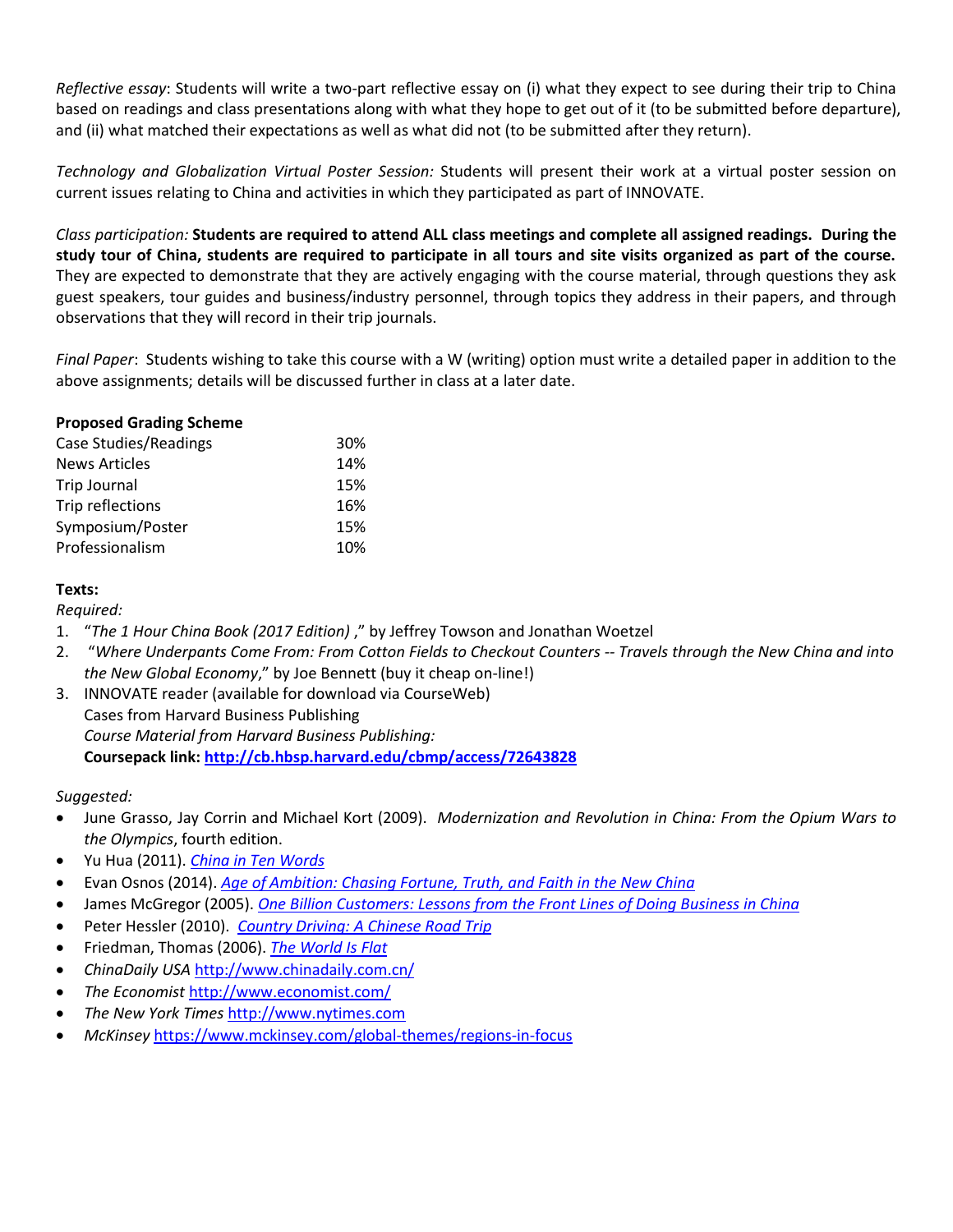*Reflective essay*: Students will write a two-part reflective essay on (i) what they expect to see during their trip to China based on readings and class presentations along with what they hope to get out of it (to be submitted before departure), and (ii) what matched their expectations as well as what did not (to be submitted after they return).

*Technology and Globalization Virtual Poster Session:* Students will present their work at a virtual poster session on current issues relating to China and activities in which they participated as part of INNOVATE.

*Class participation:* **Students are required to attend ALL class meetings and complete all assigned readings. During the study tour of China, students are required to participate in all tours and site visits organized as part of the course.** They are expected to demonstrate that they are actively engaging with the course material, through questions they ask guest speakers, tour guides and business/industry personnel, through topics they address in their papers, and through observations that they will record in their trip journals.

*Final Paper*: Students wishing to take this course with a W (writing) option must write a detailed paper in addition to the above assignments; details will be discussed further in class at a later date.

**Proposed Grading Scheme**

| | |
|---|---|
| Case Studies/Readings | 30% |
| News Articles | 14% |
| Trip Journal | 15% |
| Trip reflections | 16% |
| Symposium/Poster | 15% |
| Professionalism | 10% |

**Texts:**

*Required:*

1. "*The 1 Hour China Book (2017 Edition)* ," by Jeffrey Towson and Jonathan Woetzel
2. "*Where Underpants Come From: From Cotton Fields to Checkout Counters -- Travels through the New China and into the New Global Economy*," by Joe Bennett (buy it cheap on-line!)
3. INNOVATE reader (available for download via CourseWeb)
   Cases from Harvard Business Publishing
   *Course Material from Harvard Business Publishing:*
   **Coursepack link: http://cb.hbsp.harvard.edu/cbmp/access/72643828**

*Suggested:*

- June Grasso, Jay Corrin and Michael Kort (2009). *Modernization and Revolution in China: From the Opium Wars to the Olympics*, fourth edition.
- Yu Hua (2011). *China in Ten Words*
- Evan Osnos (2014). *Age of Ambition: Chasing Fortune, Truth, and Faith in the New China*
- James McGregor (2005). *One Billion Customers: Lessons from the Front Lines of Doing Business in China*
- Peter Hessler (2010). *Country Driving: A Chinese Road Trip*
- Friedman, Thomas (2006). *The World Is Flat*
- *ChinaDaily USA* http://www.chinadaily.com.cn/
- *The Economist* http://www.economist.com/
- *The New York Times* http://www.nytimes.com
- *McKinsey* https://www.mckinsey.com/global-themes/regions-in-focus